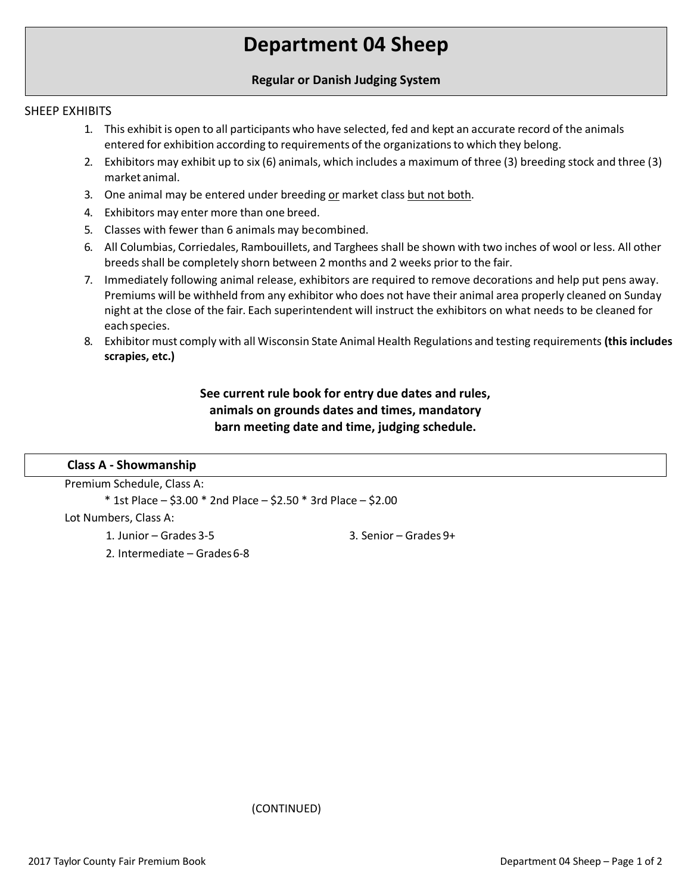# Department 04 Sheep

**Regular or Danish Judging System**

SHEEP EXHIBITS

1. This exhibit is open to all participants who have selected, fed and kept an accurate record of the animals entered for exhibition according to requirements of the organizations to which they belong.
2. Exhibitors may exhibit up to six (6) animals, which includes a maximum of three (3) breeding stock and three (3) market animal.
3. One animal may be entered under breeding <u>or</u> market class <u>but not both</u>.
4. Exhibitors may enter more than one breed.
5. Classes with fewer than 6 animals may becombined.
6. All Columbias, Corriedales, Rambouillets, and Targhees shall be shown with two inches of wool or less. All other breeds shall be completely shorn between 2 months and 2 weeks prior to the fair.
7. Immediately following animal release, exhibitors are required to remove decorations and help put pens away. Premiums will be withheld from any exhibitor who does not have their animal area properly cleaned on Sunday night at the close of the fair. Each superintendent will instruct the exhibitors on what needs to be cleaned for each species.
8. Exhibitor must comply with all Wisconsin State Animal Health Regulations and testing requirements **(this includes scrapies, etc.)**

**See current rule book for entry due dates and rules, animals on grounds dates and times, mandatory barn meeting date and time, judging schedule.**

## Class A - Showmanship

Premium Schedule, Class A:

* 1st Place – $3.00 * 2nd Place – $2.50 * 3rd Place – $2.00

Lot Numbers, Class A:

1. Junior – Grades 3-5
2. Intermediate – Grades 6-8
3. Senior – Grades 9+

(CONTINUED)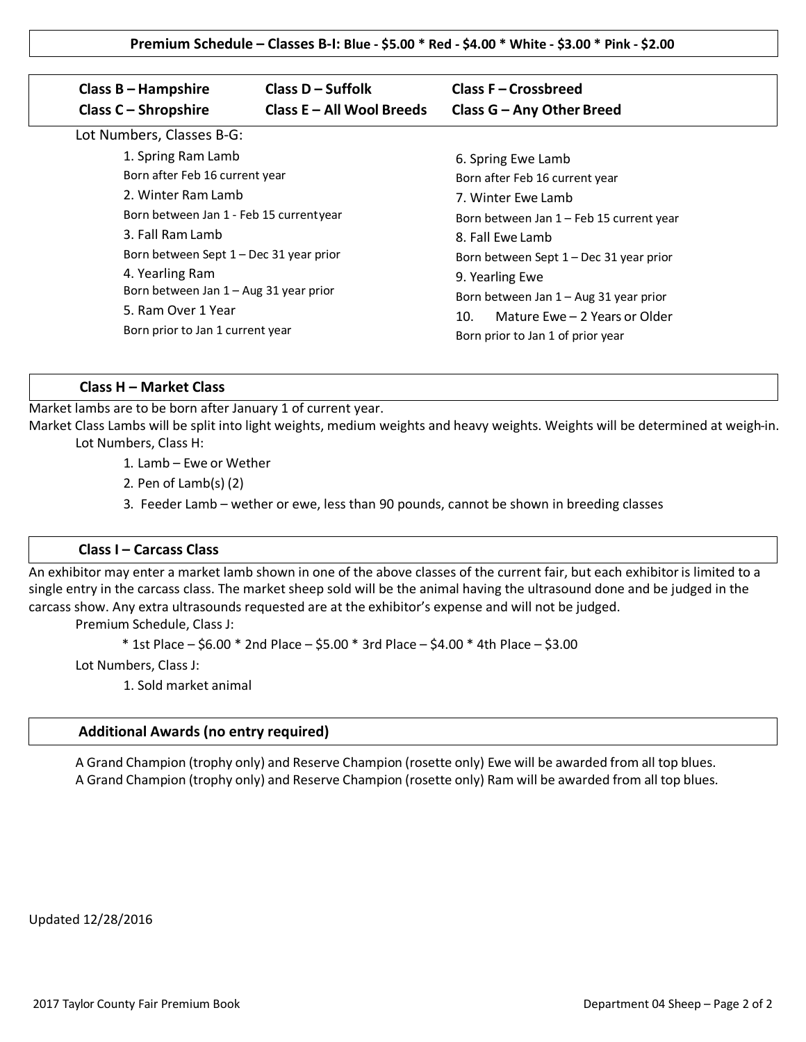**Premium Schedule – Classes B-I: Blue - $5.00 * Red - $4.00 * White - $3.00 * Pink - $2.00**

| | | |
|---|---|---|
| **Class B – Hampshire** | **Class D – Suffolk** | **Class F – Crossbreed** |
| **Class C – Shropshire** | **Class E – All Wool Breeds** | **Class G – Any Other Breed** |

Lot Numbers, Classes B-G:

1. Spring Ram Lamb
   Born after Feb 16 current year
2. Winter Ram Lamb
   Born between Jan 1 - Feb 15 current year
3. Fall Ram Lamb
   Born between Sept 1 – Dec 31 year prior
4. Yearling Ram
   Born between Jan 1 – Aug 31 year prior
5. Ram Over 1 Year
   Born prior to Jan 1 current year
6. Spring Ewe Lamb
   Born after Feb 16 current year
7. Winter Ewe Lamb
   Born between Jan 1 – Feb 15 current year
8. Fall Ewe Lamb
   Born between Sept 1 – Dec 31 year prior
9. Yearling Ewe
   Born between Jan 1 – Aug 31 year prior
10. Mature Ewe – 2 Years or Older
    Born prior to Jan 1 of prior year

## Class H – Market Class

Market lambs are to be born after January 1 of current year.

Market Class Lambs will be split into light weights, medium weights and heavy weights. Weights will be determined at weigh-in.

Lot Numbers, Class H:

1. Lamb – Ewe or Wether
2. Pen of Lamb(s) (2)
3. Feeder Lamb – wether or ewe, less than 90 pounds, cannot be shown in breeding classes

## Class I – Carcass Class

An exhibitor may enter a market lamb shown in one of the above classes of the current fair, but each exhibitor is limited to a single entry in the carcass class. The market sheep sold will be the animal having the ultrasound done and be judged in the carcass show. Any extra ultrasounds requested are at the exhibitor's expense and will not be judged.

Premium Schedule, Class J:

* 1st Place – $6.00 * 2nd Place – $5.00 * 3rd Place – $4.00 * 4th Place – $3.00

Lot Numbers, Class J:

1. Sold market animal

## Additional Awards (no entry required)

A Grand Champion (trophy only) and Reserve Champion (rosette only) Ewe will be awarded from all top blues.

A Grand Champion (trophy only) and Reserve Champion (rosette only) Ram will be awarded from all top blues.

Updated 12/28/2016